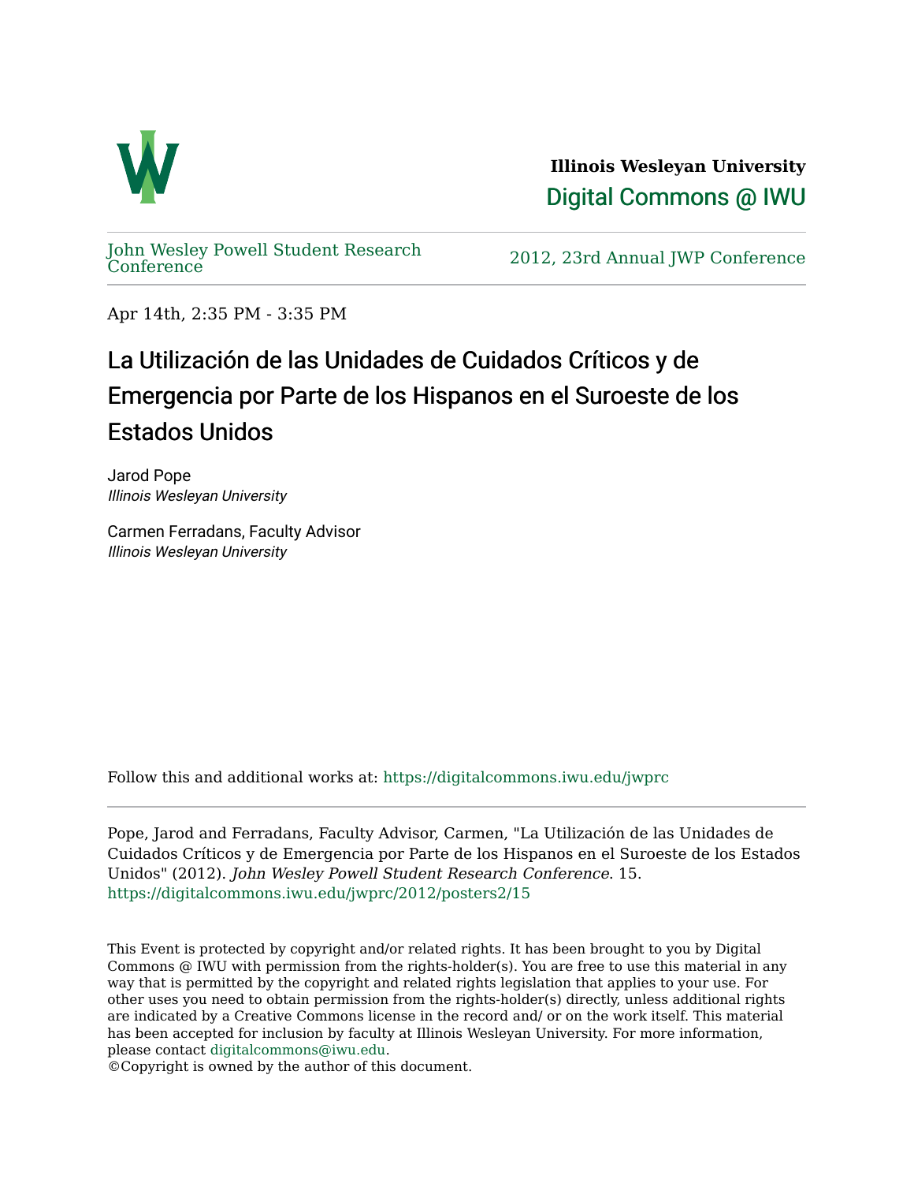Illinois Wesleyan University

Digital Commons @ IWU

John Wesley Powell Student Research Conference

2012, 23rd Annual JWP Conference

Apr 14th, 2:35 PM - 3:35 PM

# La Utilización de las Unidades de Cuidados Críticos y de Emergencia por Parte de los Hispanos en el Suroeste de los Estados Unidos

Jarod Pope
*Illinois Wesleyan University*

Carmen Ferradans, Faculty Advisor
*Illinois Wesleyan University*

Follow this and additional works at: https://digitalcommons.iwu.edu/jwprc

Pope, Jarod and Ferradans, Faculty Advisor, Carmen, "La Utilización de las Unidades de Cuidados Críticos y de Emergencia por Parte de los Hispanos en el Suroeste de los Estados Unidos" (2012). *John Wesley Powell Student Research Conference*. 15.
https://digitalcommons.iwu.edu/jwprc/2012/posters2/15

This Event is protected by copyright and/or related rights. It has been brought to you by Digital Commons @ IWU with permission from the rights-holder(s). You are free to use this material in any way that is permitted by the copyright and related rights legislation that applies to your use. For other uses you need to obtain permission from the rights-holder(s) directly, unless additional rights are indicated by a Creative Commons license in the record and/ or on the work itself. This material has been accepted for inclusion by faculty at Illinois Wesleyan University. For more information, please contact digitalcommons@iwu.edu.
©Copyright is owned by the author of this document.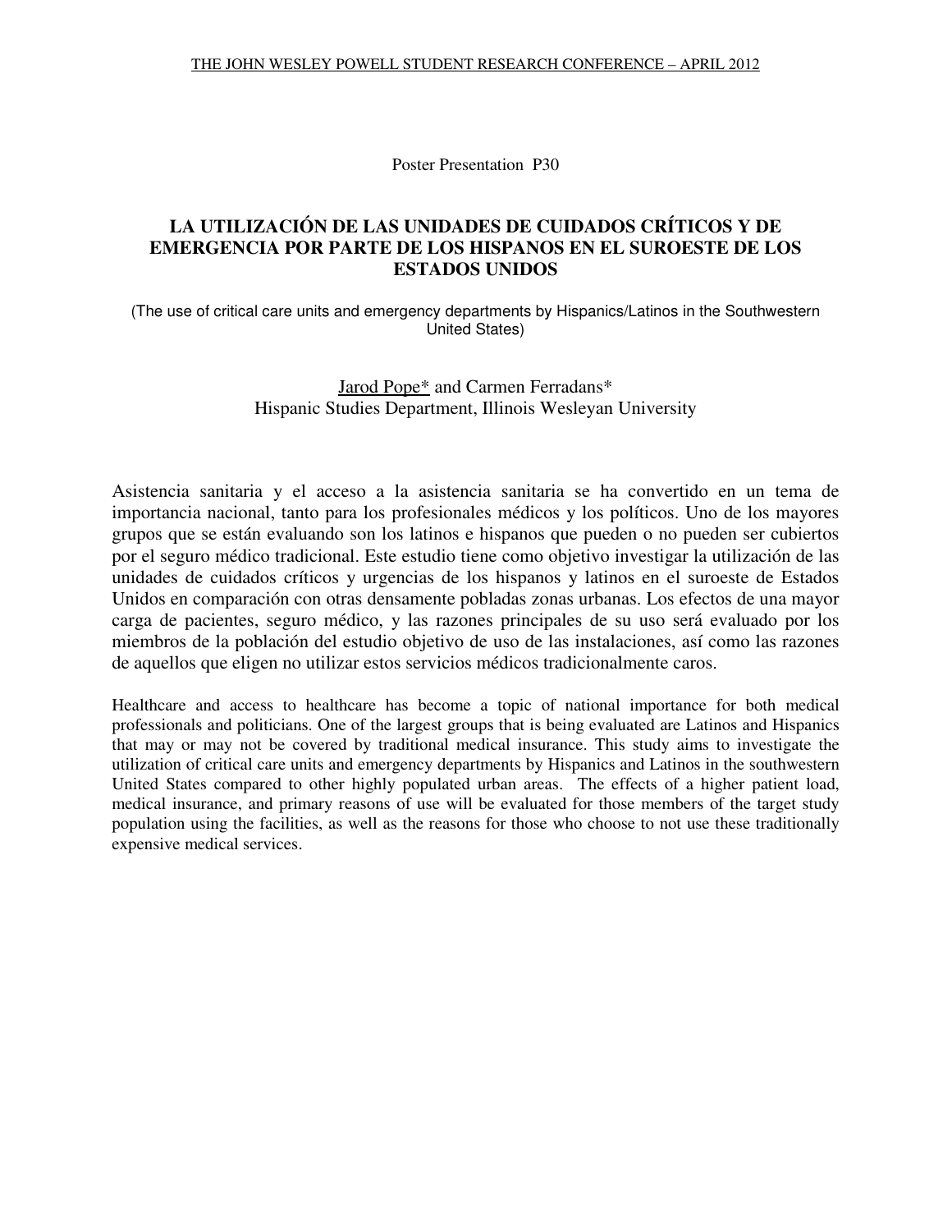Poster Presentation P30

# LA UTILIZACIÓN DE LAS UNIDADES DE CUIDADOS CRÍTICOS Y DE EMERGENCIA POR PARTE DE LOS HISPANOS EN EL SUROESTE DE LOS ESTADOS UNIDOS

(The use of critical care units and emergency departments by Hispanics/Latinos in the Southwestern United States)

Jarod Pope* and Carmen Ferradans*
Hispanic Studies Department, Illinois Wesleyan University

Asistencia sanitaria y el acceso a la asistencia sanitaria se ha convertido en un tema de importancia nacional, tanto para los profesionales médicos y los políticos. Uno de los mayores grupos que se están evaluando son los latinos e hispanos que pueden o no pueden ser cubiertos por el seguro médico tradicional. Este estudio tiene como objetivo investigar la utilización de las unidades de cuidados críticos y urgencias de los hispanos y latinos en el suroeste de Estados Unidos en comparación con otras densamente pobladas zonas urbanas. Los efectos de una mayor carga de pacientes, seguro médico, y las razones principales de su uso será evaluado por los miembros de la población del estudio objetivo de uso de las instalaciones, así como las razones de aquellos que eligen no utilizar estos servicios médicos tradicionalmente caros.

Healthcare and access to healthcare has become a topic of national importance for both medical professionals and politicians. One of the largest groups that is being evaluated are Latinos and Hispanics that may or may not be covered by traditional medical insurance. This study aims to investigate the utilization of critical care units and emergency departments by Hispanics and Latinos in the southwestern United States compared to other highly populated urban areas. The effects of a higher patient load, medical insurance, and primary reasons of use will be evaluated for those members of the target study population using the facilities, as well as the reasons for those who choose to not use these traditionally expensive medical services.